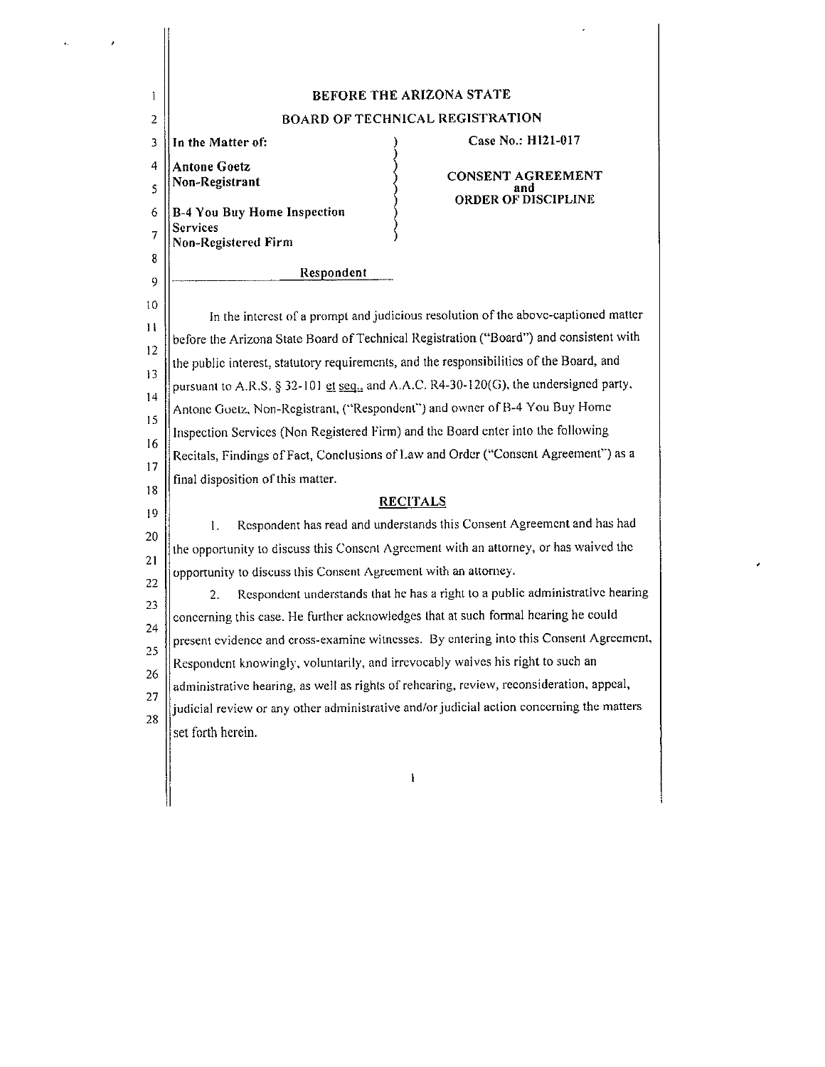# BEFORE THE ARIZONA STATE

## BOARD OF TECHNICAL REGISTRATION

| In the Matter of: | Case No.: H121-017 |
|---|---|
| **Antone Goetz**<br>**Non-Registrant** | **CONSENT AGREEMENT and ORDER OF DISCIPLINE** |
| **B-4 You Buy Home Inspection Services**<br>**Non-Registered Firm** | |

Respondent

In the interest of a prompt and judicious resolution of the above-captioned matter before the Arizona State Board of Technical Registration ("Board") and consistent with the public interest, statutory requirements, and the responsibilities of the Board, and pursuant to A.R.S. § 32-101 et seq., and A.A.C. R4-30-120(G), the undersigned party, Antone Goetz, Non-Registrant, ("Respondent") and owner of B-4 You Buy Home Inspection Services (Non Registered Firm) and the Board enter into the following Recitals, Findings of Fact, Conclusions of Law and Order ("Consent Agreement") as a final disposition of this matter.

## RECITALS

1. Respondent has read and understands this Consent Agreement and has had the opportunity to discuss this Consent Agreement with an attorney, or has waived the opportunity to discuss this Consent Agreement with an attorney.

2. Respondent understands that he has a right to a public administrative hearing concerning this case. He further acknowledges that at such formal hearing he could present evidence and cross-examine witnesses. By entering into this Consent Agreement, Respondent knowingly, voluntarily, and irrevocably waives his right to such an administrative hearing, as well as rights of rehearing, review, reconsideration, appeal, judicial review or any other administrative and/or judicial action concerning the matters set forth herein.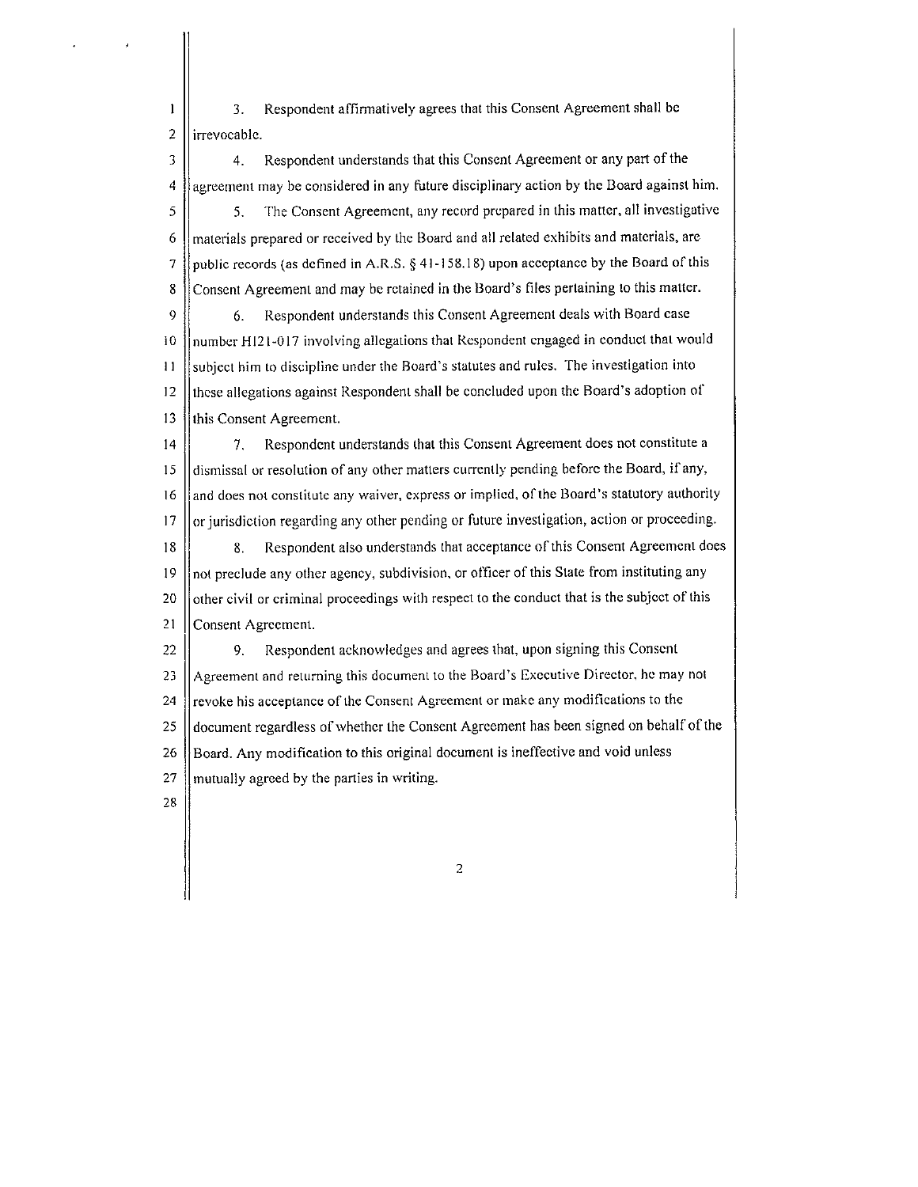3. Respondent affirmatively agrees that this Consent Agreement shall be irrevocable.

4. Respondent understands that this Consent Agreement or any part of the agreement may be considered in any future disciplinary action by the Board against him.

5. The Consent Agreement, any record prepared in this matter, all investigative materials prepared or received by the Board and all related exhibits and materials, are public records (as defined in A.R.S. § 41-158.18) upon acceptance by the Board of this Consent Agreement and may be retained in the Board's files pertaining to this matter.

6. Respondent understands this Consent Agreement deals with Board case number H121-017 involving allegations that Respondent engaged in conduct that would subject him to discipline under the Board's statutes and rules. The investigation into these allegations against Respondent shall be concluded upon the Board's adoption of this Consent Agreement.

7. Respondent understands that this Consent Agreement does not constitute a dismissal or resolution of any other matters currently pending before the Board, if any, and does not constitute any waiver, express or implied, of the Board's statutory authority or jurisdiction regarding any other pending or future investigation, action or proceeding.

8. Respondent also understands that acceptance of this Consent Agreement does not preclude any other agency, subdivision, or officer of this State from instituting any other civil or criminal proceedings with respect to the conduct that is the subject of this Consent Agreement.

9. Respondent acknowledges and agrees that, upon signing this Consent Agreement and returning this document to the Board's Executive Director, he may not revoke his acceptance of the Consent Agreement or make any modifications to the document regardless of whether the Consent Agreement has been signed on behalf of the Board. Any modification to this original document is ineffective and void unless mutually agreed by the parties in writing.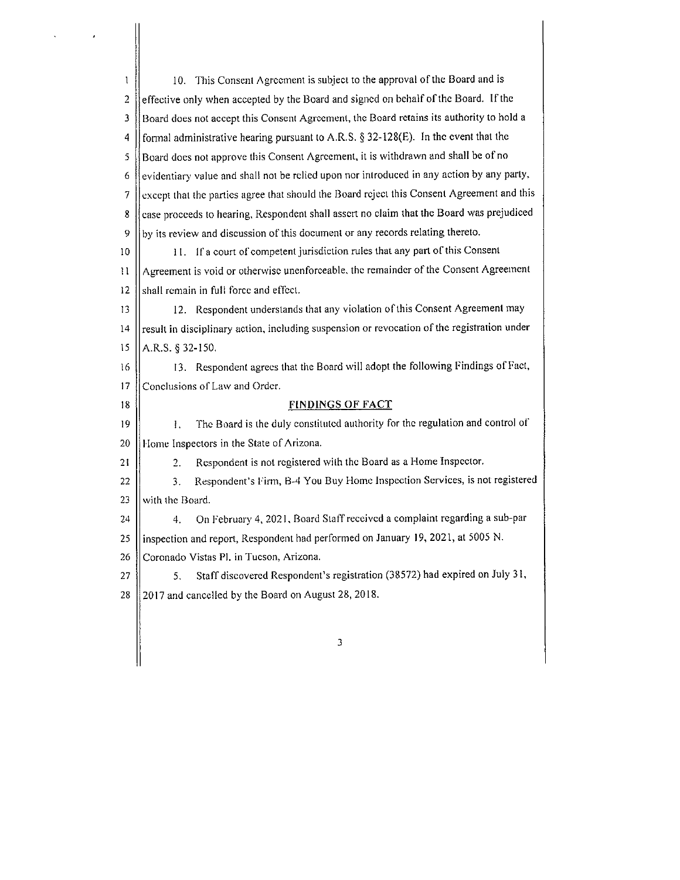10. This Consent Agreement is subject to the approval of the Board and is effective only when accepted by the Board and signed on behalf of the Board. If the Board does not accept this Consent Agreement, the Board retains its authority to hold a formal administrative hearing pursuant to A.R.S. § 32-128(E). In the event that the Board does not approve this Consent Agreement, it is withdrawn and shall be of no evidentiary value and shall not be relied upon nor introduced in any action by any party, except that the parties agree that should the Board reject this Consent Agreement and this case proceeds to hearing, Respondent shall assert no claim that the Board was prejudiced by its review and discussion of this document or any records relating thereto.

11. If a court of competent jurisdiction rules that any part of this Consent Agreement is void or otherwise unenforceable, the remainder of the Consent Agreement shall remain in full force and effect.

12. Respondent understands that any violation of this Consent Agreement may result in disciplinary action, including suspension or revocation of the registration under A.R.S. § 32-150.

13. Respondent agrees that the Board will adopt the following Findings of Fact, Conclusions of Law and Order.

## FINDINGS OF FACT

1. The Board is the duly constituted authority for the regulation and control of Home Inspectors in the State of Arizona.

2. Respondent is not registered with the Board as a Home Inspector.

3. Respondent's Firm, B-4 You Buy Home Inspection Services, is not registered with the Board.

4. On February 4, 2021, Board Staff received a complaint regarding a sub-par inspection and report, Respondent had performed on January 19, 2021, at 5005 N. Coronado Vistas Pl. in Tucson, Arizona.

5. Staff discovered Respondent's registration (38572) had expired on July 31, 2017 and cancelled by the Board on August 28, 2018.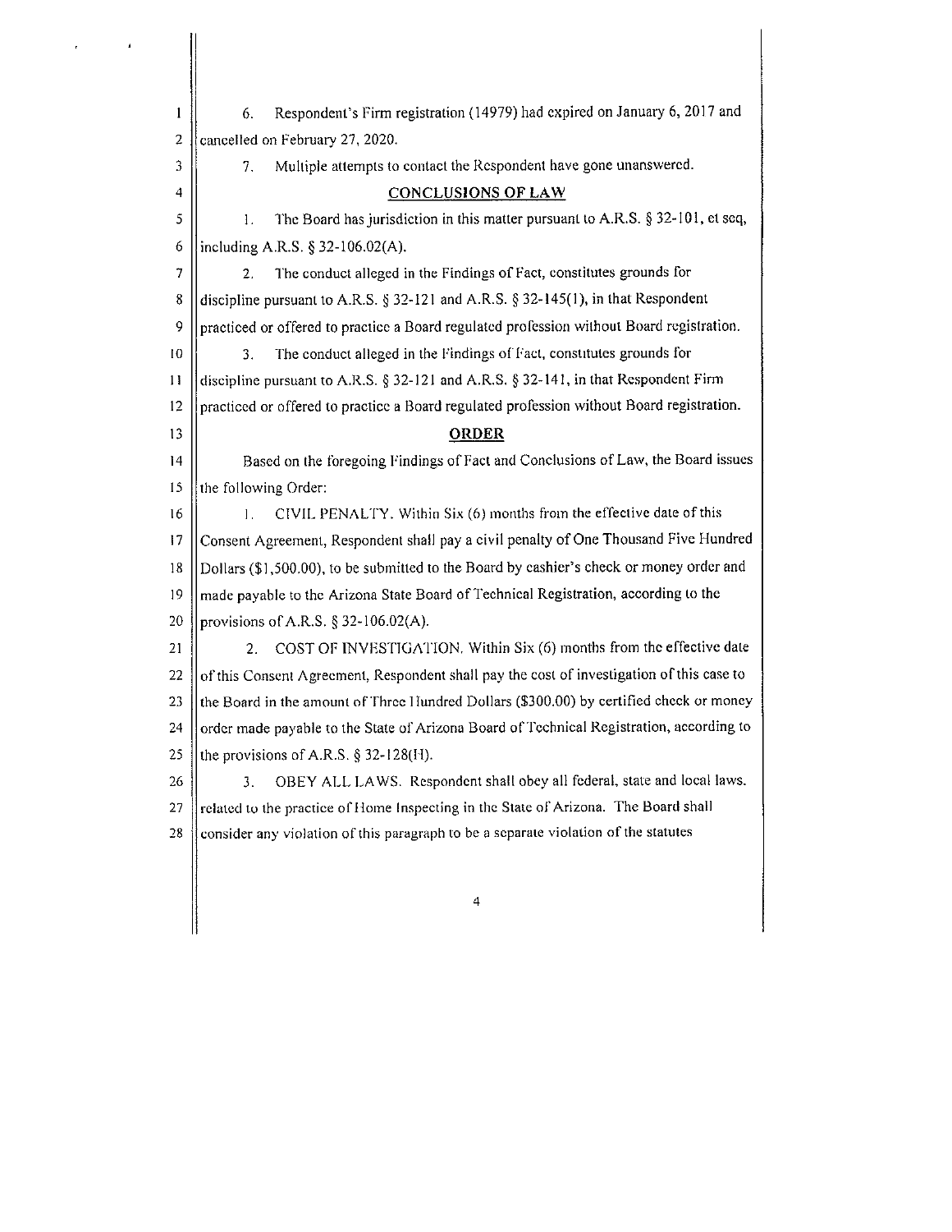6. Respondent's Firm registration (14979) had expired on January 6, 2017 and cancelled on February 27, 2020.

7. Multiple attempts to contact the Respondent have gone unanswered.

## CONCLUSIONS OF LAW

1. The Board has jurisdiction in this matter pursuant to A.R.S. § 32-101, et seq, including A.R.S. § 32-106.02(A).

2. The conduct alleged in the Findings of Fact, constitutes grounds for discipline pursuant to A.R.S. § 32-121 and A.R.S. § 32-145(1), in that Respondent practiced or offered to practice a Board regulated profession without Board registration.

3. The conduct alleged in the Findings of Fact, constitutes grounds for discipline pursuant to A.R.S. § 32-121 and A.R.S. § 32-141, in that Respondent Firm practiced or offered to practice a Board regulated profession without Board registration.

## ORDER

Based on the foregoing Findings of Fact and Conclusions of Law, the Board issues the following Order:

1. CIVIL PENALTY. Within Six (6) months from the effective date of this Consent Agreement, Respondent shall pay a civil penalty of One Thousand Five Hundred Dollars ($1,500.00), to be submitted to the Board by cashier's check or money order and made payable to the Arizona State Board of Technical Registration, according to the provisions of A.R.S. § 32-106.02(A).

2. COST OF INVESTIGATION. Within Six (6) months from the effective date of this Consent Agreement, Respondent shall pay the cost of investigation of this case to the Board in the amount of Three Hundred Dollars ($300.00) by certified check or money order made payable to the State of Arizona Board of Technical Registration, according to the provisions of A.R.S. § 32-128(H).

3. OBEY ALL LAWS. Respondent shall obey all federal, state and local laws. related to the practice of Home Inspecting in the State of Arizona. The Board shall consider any violation of this paragraph to be a separate violation of the statutes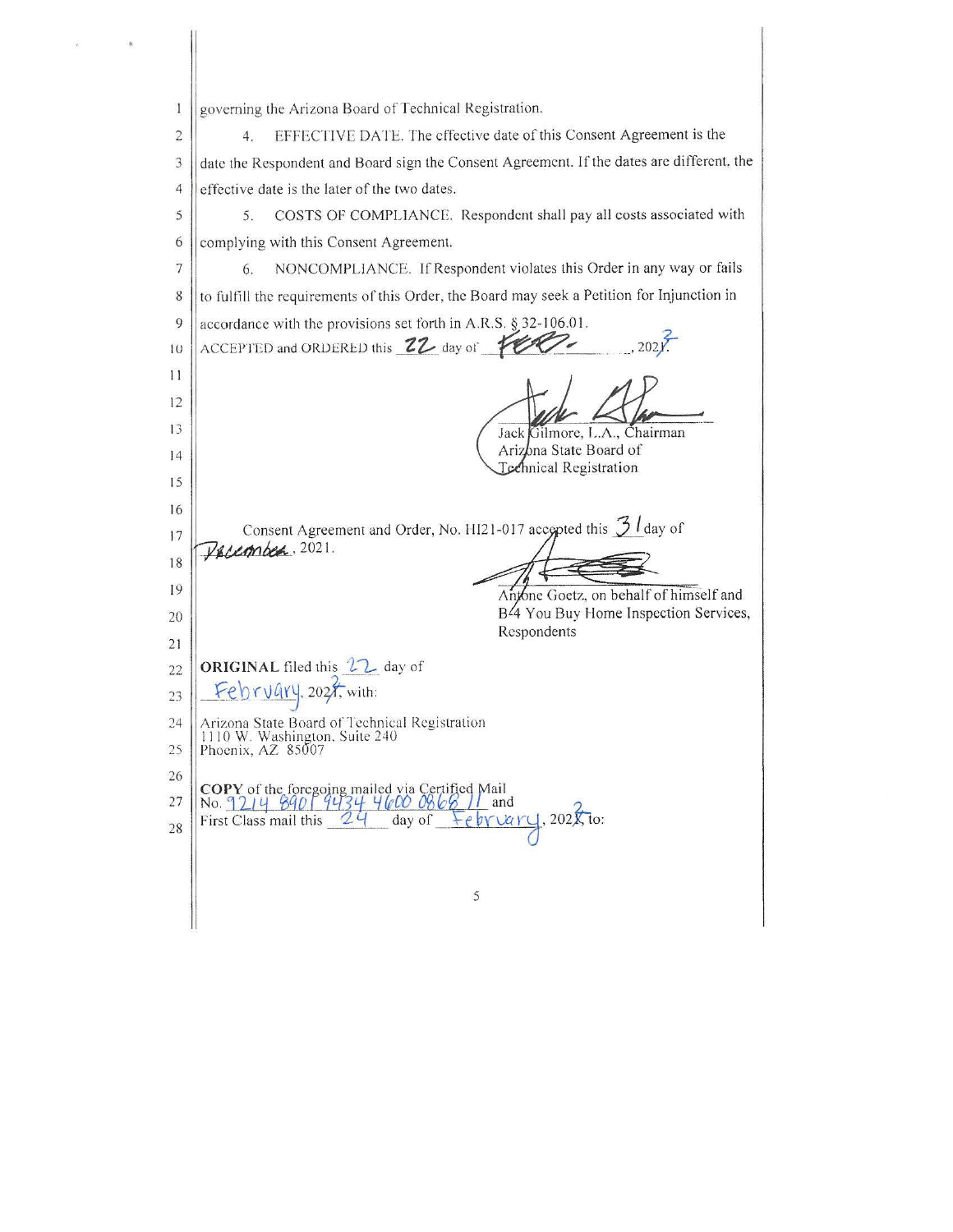governing the Arizona Board of Technical Registration.

4. EFFECTIVE DATE. The effective date of this Consent Agreement is the date the Respondent and Board sign the Consent Agreement. If the dates are different, the effective date is the later of the two dates.

5. COSTS OF COMPLIANCE. Respondent shall pay all costs associated with complying with this Consent Agreement.

6. NONCOMPLIANCE. If Respondent violates this Order in any way or fails to fulfill the requirements of this Order, the Board may seek a Petition for Injunction in accordance with the provisions set forth in A.R.S. § 32-106.01.

ACCEPTED and ORDERED this 22 day of FEB., 2022.

Jack Gilmore, L.A., Chairman
Arizona State Board of
Technical Registration

Consent Agreement and Order, No. HI21-017 accepted this 31 day of December, 2021.

Antone Goetz, on behalf of himself and
B4 You Buy Home Inspection Services,
Respondents

**ORIGINAL** filed this 22 day of February, 2022, with:

Arizona State Board of Technical Registration
1110 W. Washington, Suite 240
Phoenix, AZ 85007

**COPY** of the foregoing mailed via Certified Mail No. 9214 8901 9434 4600 0868 11 and First Class mail this 24 day of February, 2022, to: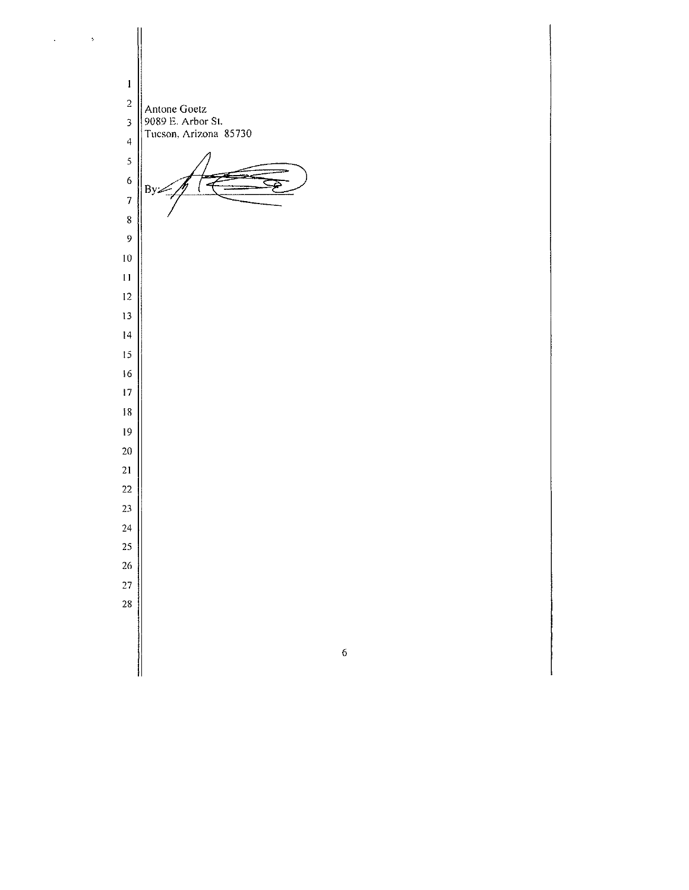Antone Goetz
9089 E. Arbor St.
Tucson, Arizona 85730

By: ______________________